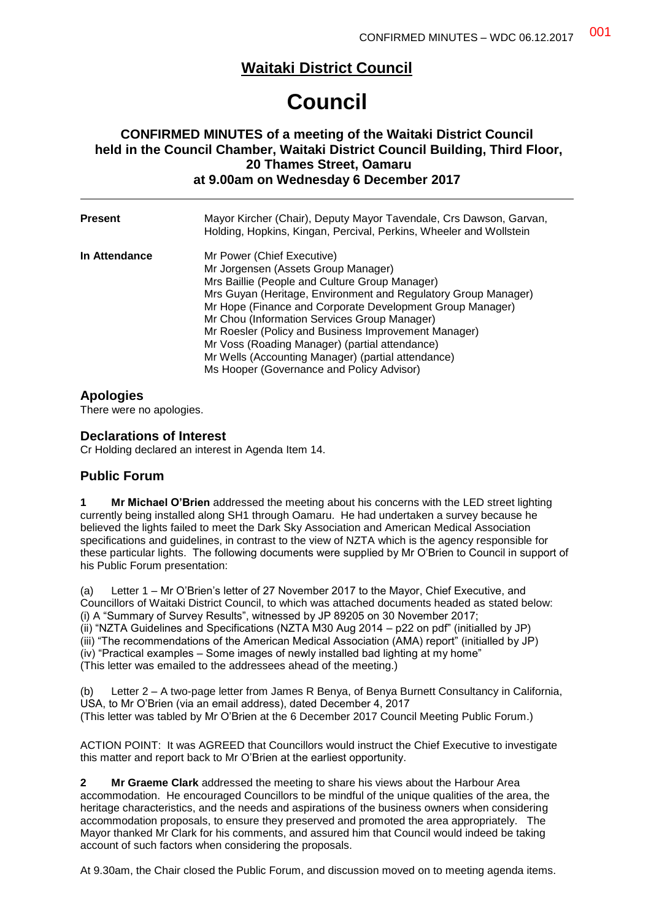# Waitaki District Council

# Council

### CONFIRMED MINUTES of a meeting of the Waitaki District Council held in the Council Chamber, Waitaki District Council Building, Third Floor, 20 Thames Street, Oamaru at 9.00am on Wednesday 6 December 2017

| | |
|---|---|
| **Present** | Mayor Kircher (Chair), Deputy Mayor Tavendale, Crs Dawson, Garvan, Holding, Hopkins, Kingan, Percival, Perkins, Wheeler and Wollstein |
| **In Attendance** | Mr Power (Chief Executive)<br>Mr Jorgensen (Assets Group Manager)<br>Mrs Baillie (People and Culture Group Manager)<br>Mrs Guyan (Heritage, Environment and Regulatory Group Manager)<br>Mr Hope (Finance and Corporate Development Group Manager)<br>Mr Chou (Information Services Group Manager)<br>Mr Roesler (Policy and Business Improvement Manager)<br>Mr Voss (Roading Manager) (partial attendance)<br>Mr Wells (Accounting Manager) (partial attendance)<br>Ms Hooper (Governance and Policy Advisor) |

## Apologies

There were no apologies.

## Declarations of Interest

Cr Holding declared an interest in Agenda Item 14.

## Public Forum

**1 Mr Michael O'Brien** addressed the meeting about his concerns with the LED street lighting currently being installed along SH1 through Oamaru. He had undertaken a survey because he believed the lights failed to meet the Dark Sky Association and American Medical Association specifications and guidelines, in contrast to the view of NZTA which is the agency responsible for these particular lights. The following documents were supplied by Mr O'Brien to Council in support of his Public Forum presentation:

(a) Letter 1 – Mr O'Brien's letter of 27 November 2017 to the Mayor, Chief Executive, and Councillors of Waitaki District Council, to which was attached documents headed as stated below:
(i) A "Summary of Survey Results", witnessed by JP 89205 on 30 November 2017;
(ii) "NZTA Guidelines and Specifications (NZTA M30 Aug 2014 – p22 on pdf" (initialled by JP)
(iii) "The recommendations of the American Medical Association (AMA) report" (initialled by JP)
(iv) "Practical examples – Some images of newly installed bad lighting at my home"
(This letter was emailed to the addressees ahead of the meeting.)

(b) Letter 2 – A two-page letter from James R Benya, of Benya Burnett Consultancy in California, USA, to Mr O'Brien (via an email address), dated December 4, 2017
(This letter was tabled by Mr O'Brien at the 6 December 2017 Council Meeting Public Forum.)

ACTION POINT: It was AGREED that Councillors would instruct the Chief Executive to investigate this matter and report back to Mr O'Brien at the earliest opportunity.

**2 Mr Graeme Clark** addressed the meeting to share his views about the Harbour Area accommodation. He encouraged Councillors to be mindful of the unique qualities of the area, the heritage characteristics, and the needs and aspirations of the business owners when considering accommodation proposals, to ensure they preserved and promoted the area appropriately. The Mayor thanked Mr Clark for his comments, and assured him that Council would indeed be taking account of such factors when considering the proposals.

At 9.30am, the Chair closed the Public Forum, and discussion moved on to meeting agenda items.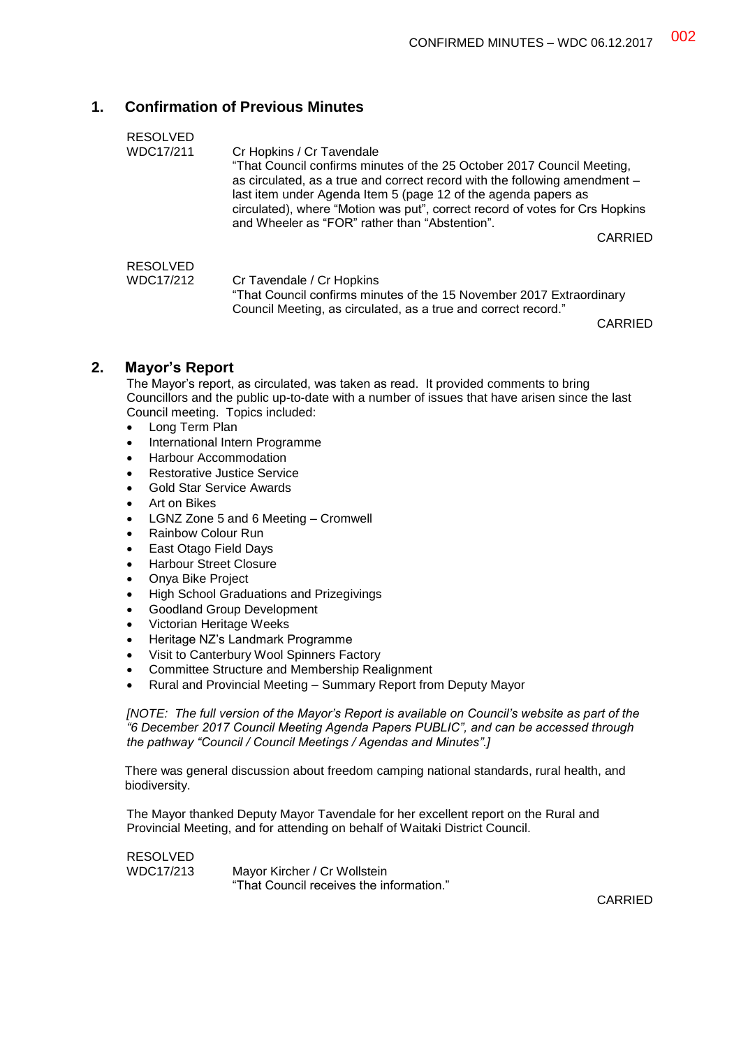## 1. Confirmation of Previous Minutes

RESOLVED
WDC17/211

Cr Hopkins / Cr Tavendale
"That Council confirms minutes of the 25 October 2017 Council Meeting, as circulated, as a true and correct record with the following amendment – last item under Agenda Item 5 (page 12 of the agenda papers as circulated), where "Motion was put", correct record of votes for Crs Hopkins and Wheeler as "FOR" rather than "Abstention".

CARRIED

RESOLVED
WDC17/212

Cr Tavendale / Cr Hopkins
"That Council confirms minutes of the 15 November 2017 Extraordinary Council Meeting, as circulated, as a true and correct record."

CARRIED

## 2. Mayor's Report

The Mayor's report, as circulated, was taken as read. It provided comments to bring Councillors and the public up-to-date with a number of issues that have arisen since the last Council meeting. Topics included:

- Long Term Plan
- International Intern Programme
- Harbour Accommodation
- Restorative Justice Service
- Gold Star Service Awards
- Art on Bikes
- LGNZ Zone 5 and 6 Meeting – Cromwell
- Rainbow Colour Run
- East Otago Field Days
- Harbour Street Closure
- Onya Bike Project
- High School Graduations and Prizegivings
- Goodland Group Development
- Victorian Heritage Weeks
- Heritage NZ's Landmark Programme
- Visit to Canterbury Wool Spinners Factory
- Committee Structure and Membership Realignment
- Rural and Provincial Meeting – Summary Report from Deputy Mayor

*[NOTE: The full version of the Mayor's Report is available on Council's website as part of the "6 December 2017 Council Meeting Agenda Papers PUBLIC", and can be accessed through the pathway "Council / Council Meetings / Agendas and Minutes".]*

There was general discussion about freedom camping national standards, rural health, and biodiversity.

The Mayor thanked Deputy Mayor Tavendale for her excellent report on the Rural and Provincial Meeting, and for attending on behalf of Waitaki District Council.

RESOLVED
WDC17/213

Mayor Kircher / Cr Wollstein
"That Council receives the information."

CARRIED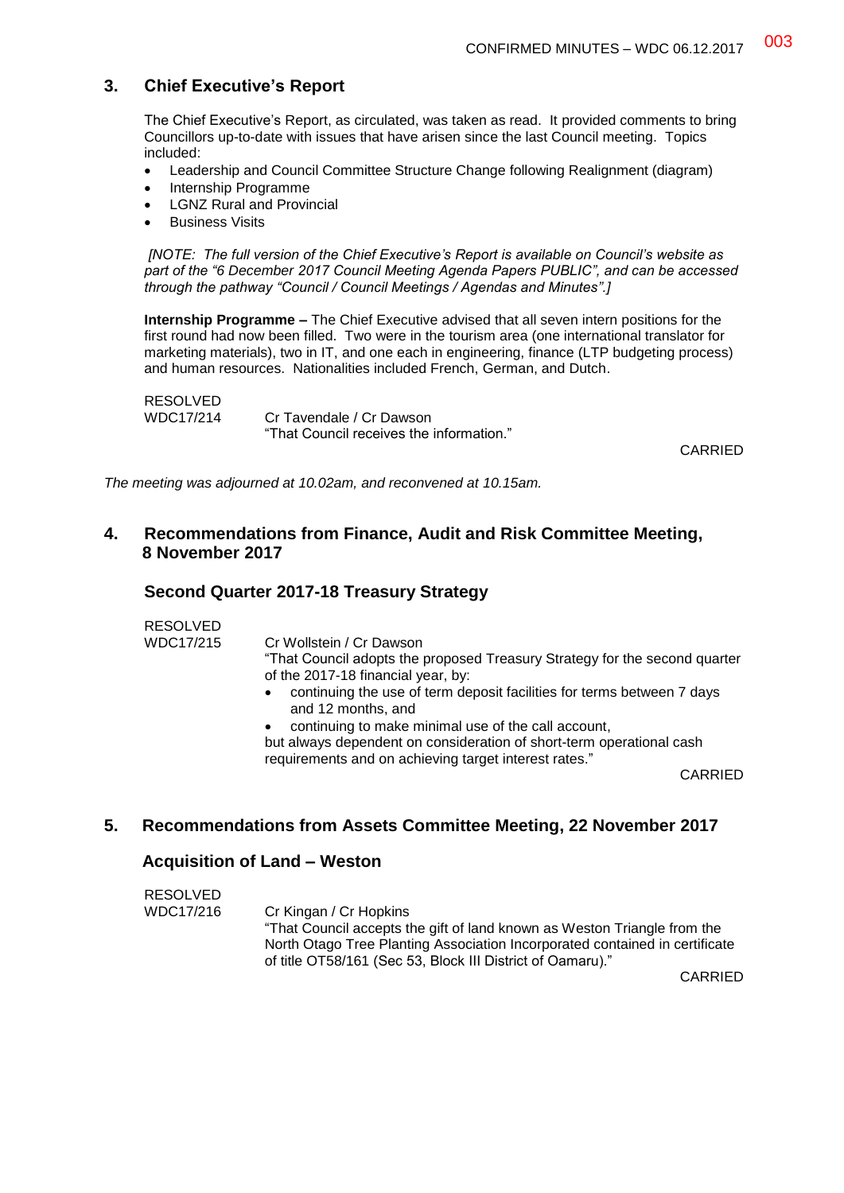## 3. Chief Executive's Report

The Chief Executive's Report, as circulated, was taken as read. It provided comments to bring Councillors up-to-date with issues that have arisen since the last Council meeting. Topics included:

- Leadership and Council Committee Structure Change following Realignment (diagram)
- Internship Programme
- LGNZ Rural and Provincial
- Business Visits

*[NOTE: The full version of the Chief Executive's Report is available on Council's website as part of the "6 December 2017 Council Meeting Agenda Papers PUBLIC", and can be accessed through the pathway "Council / Council Meetings / Agendas and Minutes".]*

**Internship Programme –** The Chief Executive advised that all seven intern positions for the first round had now been filled. Two were in the tourism area (one international translator for marketing materials), two in IT, and one each in engineering, finance (LTP budgeting process) and human resources. Nationalities included French, German, and Dutch.

RESOLVED
WDC17/214 Cr Tavendale / Cr Dawson
"That Council receives the information."

CARRIED

*The meeting was adjourned at 10.02am, and reconvened at 10.15am.*

## 4. Recommendations from Finance, Audit and Risk Committee Meeting, 8 November 2017

### Second Quarter 2017-18 Treasury Strategy

RESOLVED
WDC17/215 Cr Wollstein / Cr Dawson
"That Council adopts the proposed Treasury Strategy for the second quarter of the 2017-18 financial year, by:

- continuing the use of term deposit facilities for terms between 7 days and 12 months, and
- continuing to make minimal use of the call account,

but always dependent on consideration of short-term operational cash requirements and on achieving target interest rates."

CARRIED

## 5. Recommendations from Assets Committee Meeting, 22 November 2017

### Acquisition of Land – Weston

RESOLVED
WDC17/216 Cr Kingan / Cr Hopkins
"That Council accepts the gift of land known as Weston Triangle from the North Otago Tree Planting Association Incorporated contained in certificate of title OT58/161 (Sec 53, Block III District of Oamaru)."

CARRIED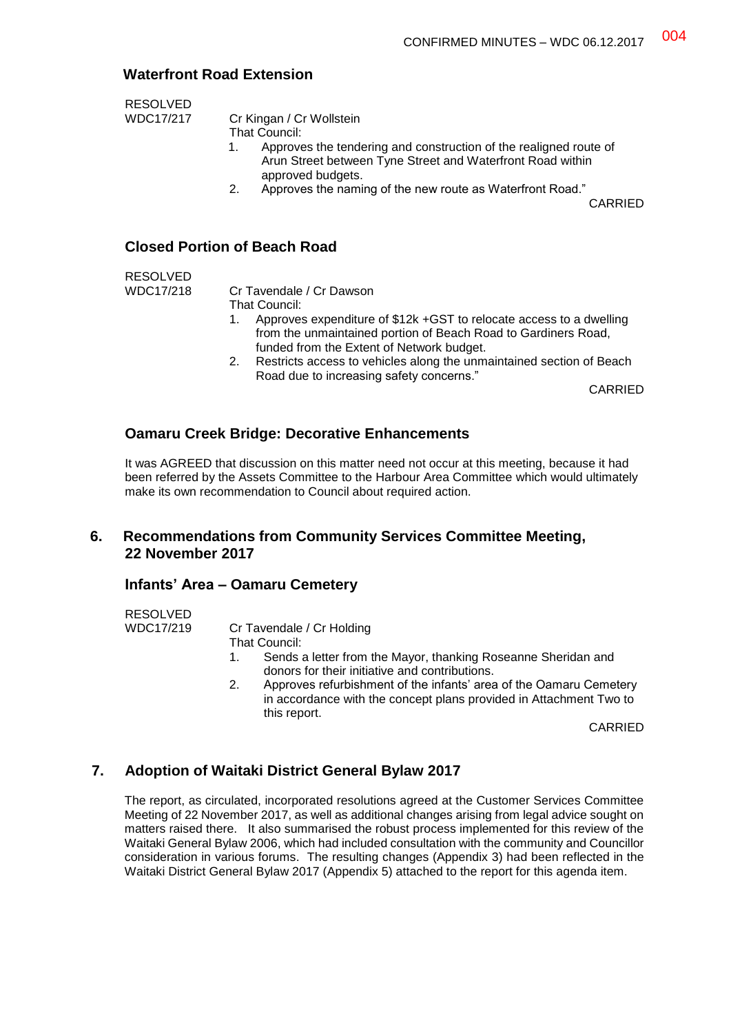### Waterfront Road Extension

RESOLVED
WDC17/217

Cr Kingan / Cr Wollstein
That Council:

1. Approves the tendering and construction of the realigned route of Arun Street between Tyne Street and Waterfront Road within approved budgets.
2. Approves the naming of the new route as Waterfront Road."

CARRIED

### Closed Portion of Beach Road

RESOLVED
WDC17/218

Cr Tavendale / Cr Dawson
That Council:

1. Approves expenditure of $12k +GST to relocate access to a dwelling from the unmaintained portion of Beach Road to Gardiners Road, funded from the Extent of Network budget.
2. Restricts access to vehicles along the unmaintained section of Beach Road due to increasing safety concerns."

CARRIED

### Oamaru Creek Bridge: Decorative Enhancements

It was AGREED that discussion on this matter need not occur at this meeting, because it had been referred by the Assets Committee to the Harbour Area Committee which would ultimately make its own recommendation to Council about required action.

## 6. Recommendations from Community Services Committee Meeting, 22 November 2017

### Infants' Area – Oamaru Cemetery

RESOLVED
WDC17/219

Cr Tavendale / Cr Holding
That Council:

1. Sends a letter from the Mayor, thanking Roseanne Sheridan and donors for their initiative and contributions.
2. Approves refurbishment of the infants' area of the Oamaru Cemetery in accordance with the concept plans provided in Attachment Two to this report.

CARRIED

## 7. Adoption of Waitaki District General Bylaw 2017

The report, as circulated, incorporated resolutions agreed at the Customer Services Committee Meeting of 22 November 2017, as well as additional changes arising from legal advice sought on matters raised there. It also summarised the robust process implemented for this review of the Waitaki General Bylaw 2006, which had included consultation with the community and Councillor consideration in various forums. The resulting changes (Appendix 3) had been reflected in the Waitaki District General Bylaw 2017 (Appendix 5) attached to the report for this agenda item.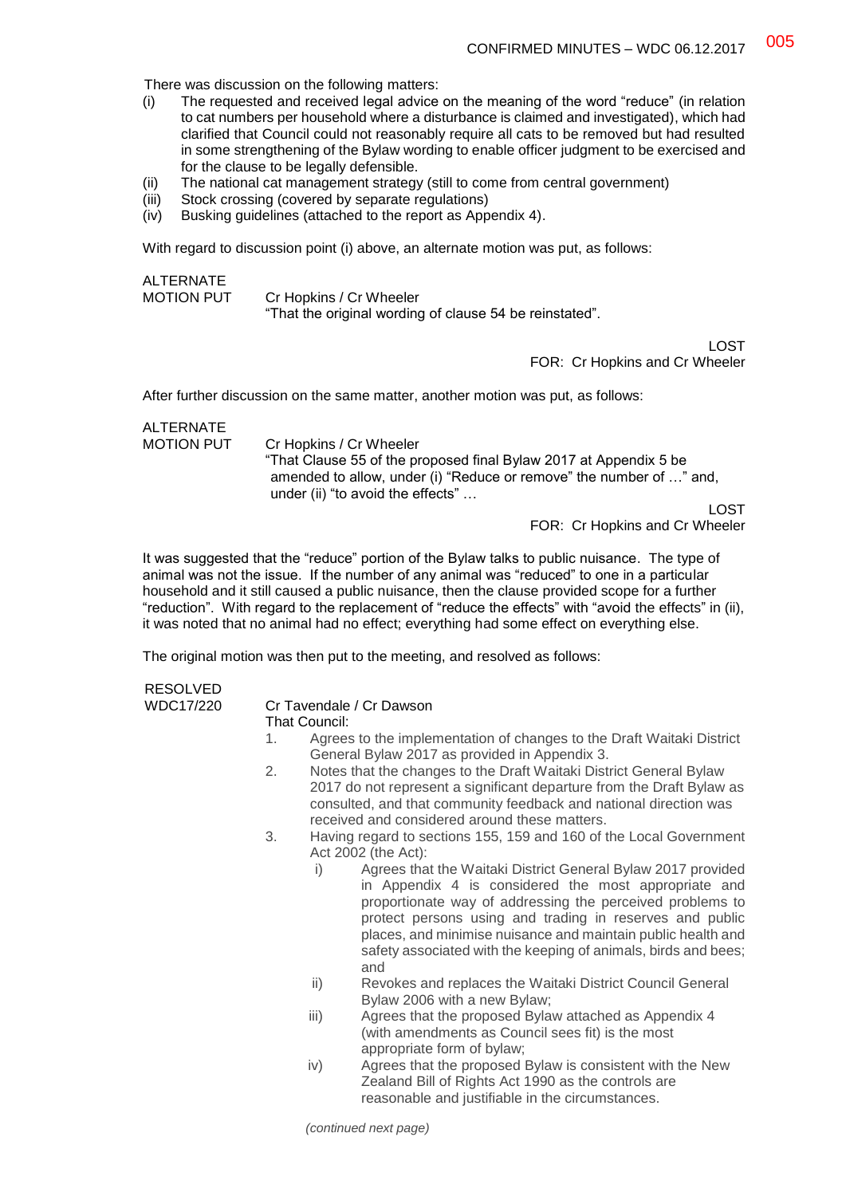There was discussion on the following matters:

(i) The requested and received legal advice on the meaning of the word "reduce" (in relation to cat numbers per household where a disturbance is claimed and investigated), which had clarified that Council could not reasonably require all cats to be removed but had resulted in some strengthening of the Bylaw wording to enable officer judgment to be exercised and for the clause to be legally defensible.

(ii) The national cat management strategy (still to come from central government)

(iii) Stock crossing (covered by separate regulations)

(iv) Busking guidelines (attached to the report as Appendix 4).

With regard to discussion point (i) above, an alternate motion was put, as follows:

**ALTERNATE MOTION PUT**

Cr Hopkins / Cr Wheeler
"That the original wording of clause 54 be reinstated".

LOST
FOR: Cr Hopkins and Cr Wheeler

After further discussion on the same matter, another motion was put, as follows:

**ALTERNATE MOTION PUT**

Cr Hopkins / Cr Wheeler
"That Clause 55 of the proposed final Bylaw 2017 at Appendix 5 be amended to allow, under (i) "Reduce or remove" the number of …" and, under (ii) "to avoid the effects" …

LOST
FOR: Cr Hopkins and Cr Wheeler

It was suggested that the "reduce" portion of the Bylaw talks to public nuisance. The type of animal was not the issue. If the number of any animal was "reduced" to one in a particular household and it still caused a public nuisance, then the clause provided scope for a further "reduction". With regard to the replacement of "reduce the effects" with "avoid the effects" in (ii), it was noted that no animal had no effect; everything had some effect on everything else.

The original motion was then put to the meeting, and resolved as follows:

**RESOLVED WDC17/220**

Cr Tavendale / Cr Dawson
That Council:

1. Agrees to the implementation of changes to the Draft Waitaki District General Bylaw 2017 as provided in Appendix 3.
2. Notes that the changes to the Draft Waitaki District General Bylaw 2017 do not represent a significant departure from the Draft Bylaw as consulted, and that community feedback and national direction was received and considered around these matters.
3. Having regard to sections 155, 159 and 160 of the Local Government Act 2002 (the Act):
   - i) Agrees that the Waitaki District General Bylaw 2017 provided in Appendix 4 is considered the most appropriate and proportionate way of addressing the perceived problems to protect persons using and trading in reserves and public places, and minimise nuisance and maintain public health and safety associated with the keeping of animals, birds and bees; and
   - ii) Revokes and replaces the Waitaki District Council General Bylaw 2006 with a new Bylaw;
   - iii) Agrees that the proposed Bylaw attached as Appendix 4 (with amendments as Council sees fit) is the most appropriate form of bylaw;
   - iv) Agrees that the proposed Bylaw is consistent with the New Zealand Bill of Rights Act 1990 as the controls are reasonable and justifiable in the circumstances.

*(continued next page)*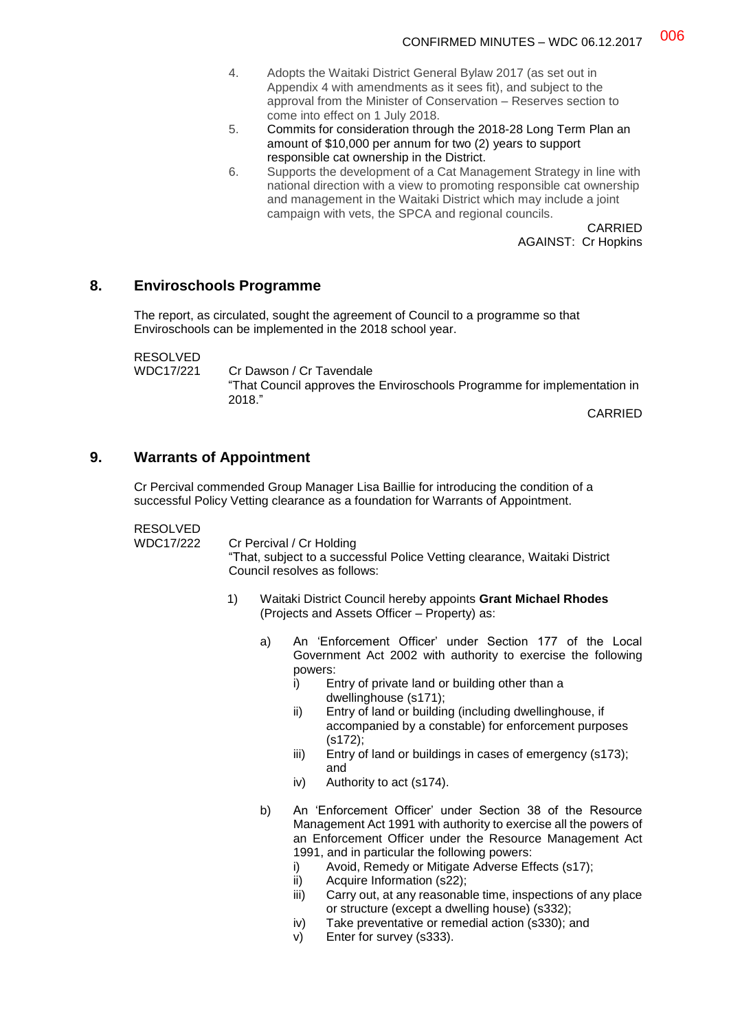4. Adopts the Waitaki District General Bylaw 2017 (as set out in Appendix 4 with amendments as it sees fit), and subject to the approval from the Minister of Conservation – Reserves section to come into effect on 1 July 2018.
5. Commits for consideration through the 2018-28 Long Term Plan an amount of $10,000 per annum for two (2) years to support responsible cat ownership in the District.
6. Supports the development of a Cat Management Strategy in line with national direction with a view to promoting responsible cat ownership and management in the Waitaki District which may include a joint campaign with vets, the SPCA and regional councils.

CARRIED
AGAINST: Cr Hopkins

## 8. Enviroschools Programme

The report, as circulated, sought the agreement of Council to a programme so that Enviroschools can be implemented in the 2018 school year.

RESOLVED
WDC17/221 Cr Dawson / Cr Tavendale
"That Council approves the Enviroschools Programme for implementation in 2018."

CARRIED

## 9. Warrants of Appointment

Cr Percival commended Group Manager Lisa Baillie for introducing the condition of a successful Policy Vetting clearance as a foundation for Warrants of Appointment.

RESOLVED
WDC17/222 Cr Percival / Cr Holding
"That, subject to a successful Police Vetting clearance, Waitaki District Council resolves as follows:

1) Waitaki District Council hereby appoints **Grant Michael Rhodes** (Projects and Assets Officer – Property) as:

   a) An 'Enforcement Officer' under Section 177 of the Local Government Act 2002 with authority to exercise the following powers:
      i) Entry of private land or building other than a dwellinghouse (s171);
      ii) Entry of land or building (including dwellinghouse, if accompanied by a constable) for enforcement purposes (s172);
      iii) Entry of land or buildings in cases of emergency (s173); and
      iv) Authority to act (s174).

   b) An 'Enforcement Officer' under Section 38 of the Resource Management Act 1991 with authority to exercise all the powers of an Enforcement Officer under the Resource Management Act 1991, and in particular the following powers:
      i) Avoid, Remedy or Mitigate Adverse Effects (s17);
      ii) Acquire Information (s22);
      iii) Carry out, at any reasonable time, inspections of any place or structure (except a dwelling house) (s332);
      iv) Take preventative or remedial action (s330); and
      v) Enter for survey (s333).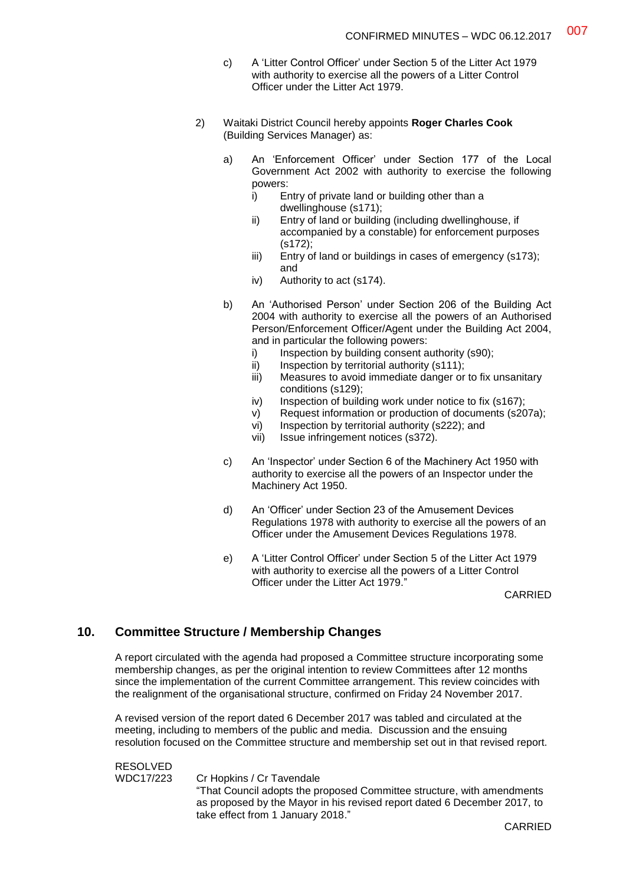c) A 'Litter Control Officer' under Section 5 of the Litter Act 1979 with authority to exercise all the powers of a Litter Control Officer under the Litter Act 1979.

2) Waitaki District Council hereby appoints **Roger Charles Cook** (Building Services Manager) as:

   a) An 'Enforcement Officer' under Section 177 of the Local Government Act 2002 with authority to exercise the following powers:
      i) Entry of private land or building other than a dwellinghouse (s171);
      ii) Entry of land or building (including dwellinghouse, if accompanied by a constable) for enforcement purposes (s172);
      iii) Entry of land or buildings in cases of emergency (s173); and
      iv) Authority to act (s174).

   b) An 'Authorised Person' under Section 206 of the Building Act 2004 with authority to exercise all the powers of an Authorised Person/Enforcement Officer/Agent under the Building Act 2004, and in particular the following powers:
      i) Inspection by building consent authority (s90);
      ii) Inspection by territorial authority (s111);
      iii) Measures to avoid immediate danger or to fix unsanitary conditions (s129);
      iv) Inspection of building work under notice to fix (s167);
      v) Request information or production of documents (s207a);
      vi) Inspection by territorial authority (s222); and
      vii) Issue infringement notices (s372).

   c) An 'Inspector' under Section 6 of the Machinery Act 1950 with authority to exercise all the powers of an Inspector under the Machinery Act 1950.

   d) An 'Officer' under Section 23 of the Amusement Devices Regulations 1978 with authority to exercise all the powers of an Officer under the Amusement Devices Regulations 1978.

   e) A 'Litter Control Officer' under Section 5 of the Litter Act 1979 with authority to exercise all the powers of a Litter Control Officer under the Litter Act 1979."

CARRIED

## 10. Committee Structure / Membership Changes

A report circulated with the agenda had proposed a Committee structure incorporating some membership changes, as per the original intention to review Committees after 12 months since the implementation of the current Committee arrangement. This review coincides with the realignment of the organisational structure, confirmed on Friday 24 November 2017.

A revised version of the report dated 6 December 2017 was tabled and circulated at the meeting, including to members of the public and media. Discussion and the ensuing resolution focused on the Committee structure and membership set out in that revised report.

RESOLVED
WDC17/223 Cr Hopkins / Cr Tavendale
"That Council adopts the proposed Committee structure, with amendments as proposed by the Mayor in his revised report dated 6 December 2017, to take effect from 1 January 2018."

CARRIED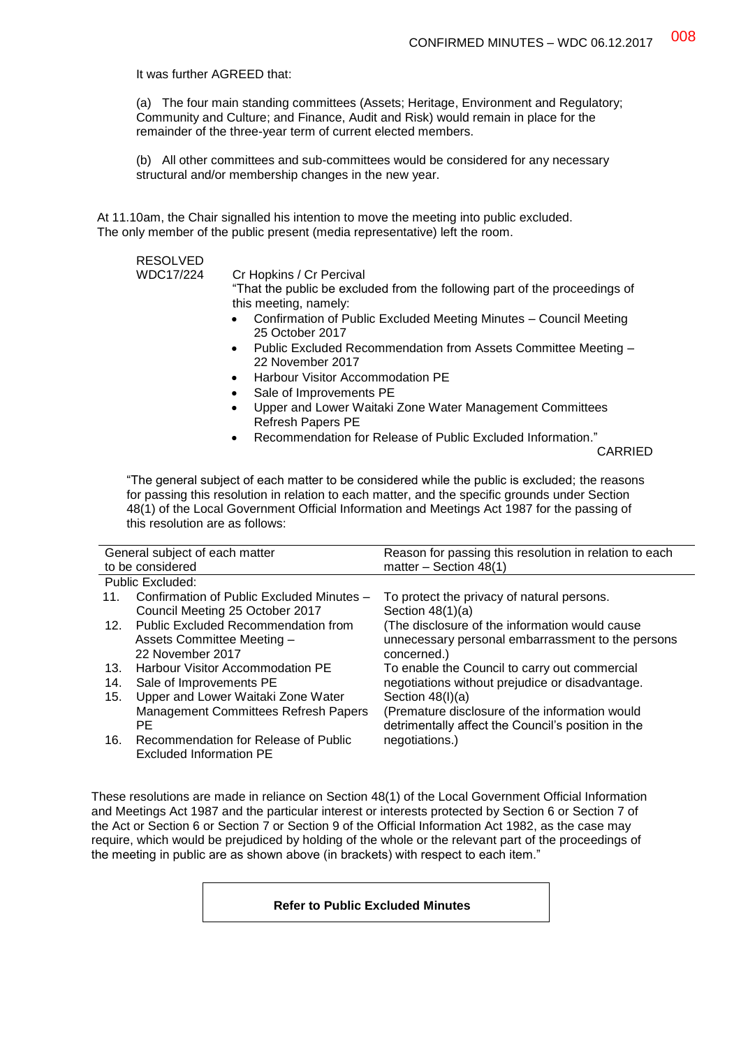It was further AGREED that:

(a) The four main standing committees (Assets; Heritage, Environment and Regulatory; Community and Culture; and Finance, Audit and Risk) would remain in place for the remainder of the three-year term of current elected members.

(b) All other committees and sub-committees would be considered for any necessary structural and/or membership changes in the new year.

At 11.10am, the Chair signalled his intention to move the meeting into public excluded. The only member of the public present (media representative) left the room.

RESOLVED
WDC17/224 Cr Hopkins / Cr Percival

"That the public be excluded from the following part of the proceedings of this meeting, namely:

- Confirmation of Public Excluded Meeting Minutes – Council Meeting 25 October 2017
- Public Excluded Recommendation from Assets Committee Meeting – 22 November 2017
- Harbour Visitor Accommodation PE
- Sale of Improvements PE
- Upper and Lower Waitaki Zone Water Management Committees Refresh Papers PE
- Recommendation for Release of Public Excluded Information."

CARRIED

"The general subject of each matter to be considered while the public is excluded; the reasons for passing this resolution in relation to each matter, and the specific grounds under Section 48(1) of the Local Government Official Information and Meetings Act 1987 for the passing of this resolution are as follows:

| General subject of each matter to be considered | Reason for passing this resolution in relation to each matter – Section 48(1) |
|---|---|
| Public Excluded: | |
| 11. Confirmation of Public Excluded Minutes – Council Meeting 25 October 2017 | To protect the privacy of natural persons. Section 48(1)(a) |
| 12. Public Excluded Recommendation from Assets Committee Meeting – 22 November 2017 | (The disclosure of the information would cause unnecessary personal embarrassment to the persons concerned.) |
| 13. Harbour Visitor Accommodation PE | To enable the Council to carry out commercial |
| 14. Sale of Improvements PE | negotiations without prejudice or disadvantage. |
| 15. Upper and Lower Waitaki Zone Water Management Committees Refresh Papers PE | Section 48(l)(a) (Premature disclosure of the information would detrimentally affect the Council's position in the |
| 16. Recommendation for Release of Public Excluded Information PE | negotiations.) |

These resolutions are made in reliance on Section 48(1) of the Local Government Official Information and Meetings Act 1987 and the particular interest or interests protected by Section 6 or Section 7 of the Act or Section 6 or Section 7 or Section 9 of the Official Information Act 1982, as the case may require, which would be prejudiced by holding of the whole or the relevant part of the proceedings of the meeting in public are as shown above (in brackets) with respect to each item."

**Refer to Public Excluded Minutes**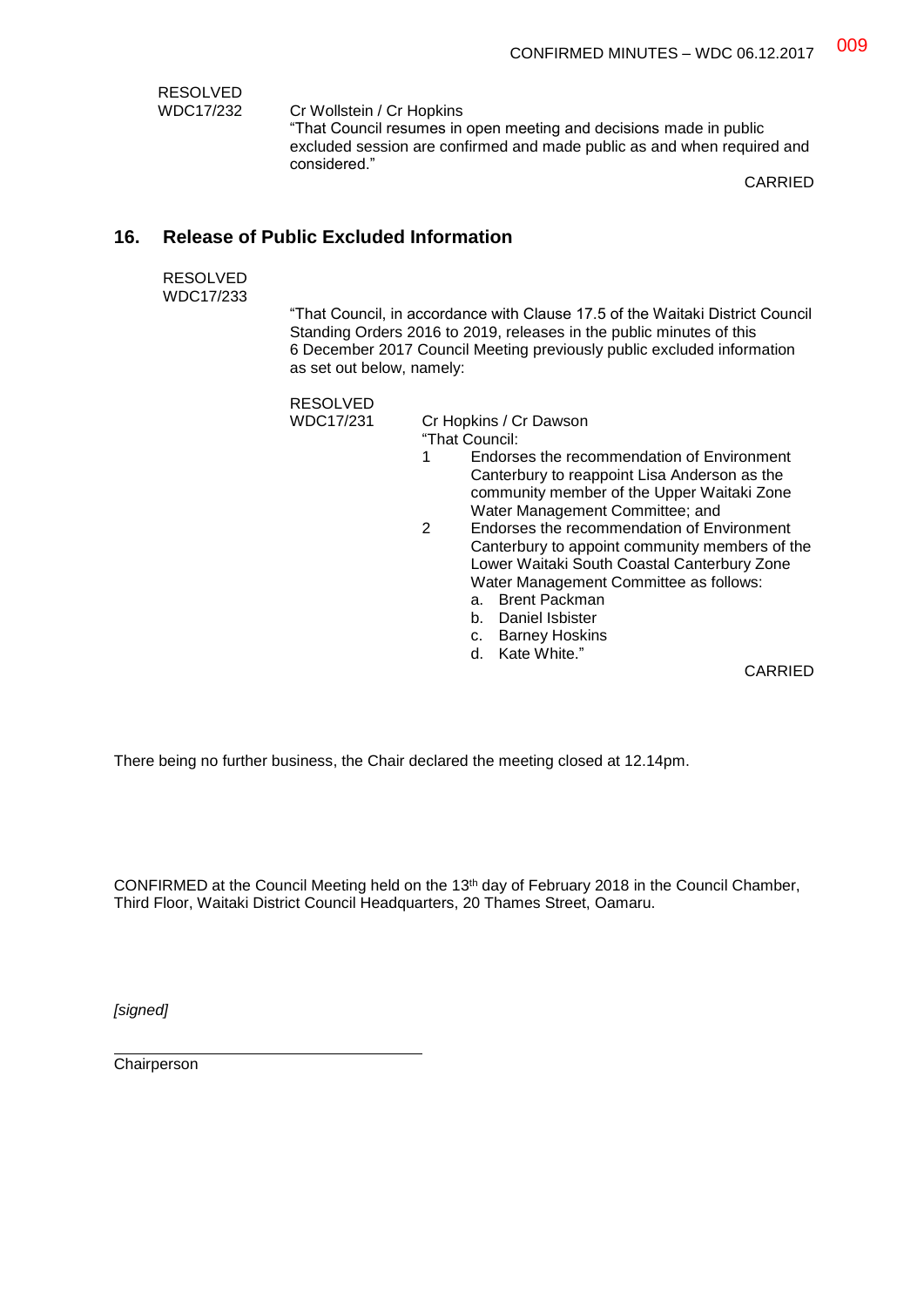RESOLVED
WDC17/232

Cr Wollstein / Cr Hopkins

"That Council resumes in open meeting and decisions made in public excluded session are confirmed and made public as and when required and considered."

CARRIED

## 16. Release of Public Excluded Information

RESOLVED
WDC17/233

"That Council, in accordance with Clause 17.5 of the Waitaki District Council Standing Orders 2016 to 2019, releases in the public minutes of this 6 December 2017 Council Meeting previously public excluded information as set out below, namely:

RESOLVED
WDC17/231

Cr Hopkins / Cr Dawson

"That Council:

1. Endorses the recommendation of Environment Canterbury to reappoint Lisa Anderson as the community member of the Upper Waitaki Zone Water Management Committee; and
2. Endorses the recommendation of Environment Canterbury to appoint community members of the Lower Waitaki South Coastal Canterbury Zone Water Management Committee as follows:
   a. Brent Packman
   b. Daniel Isbister
   c. Barney Hoskins
   d. Kate White."

CARRIED

There being no further business, the Chair declared the meeting closed at 12.14pm.

CONFIRMED at the Council Meeting held on the 13th day of February 2018 in the Council Chamber, Third Floor, Waitaki District Council Headquarters, 20 Thames Street, Oamaru.

*[signed]*

Chairperson